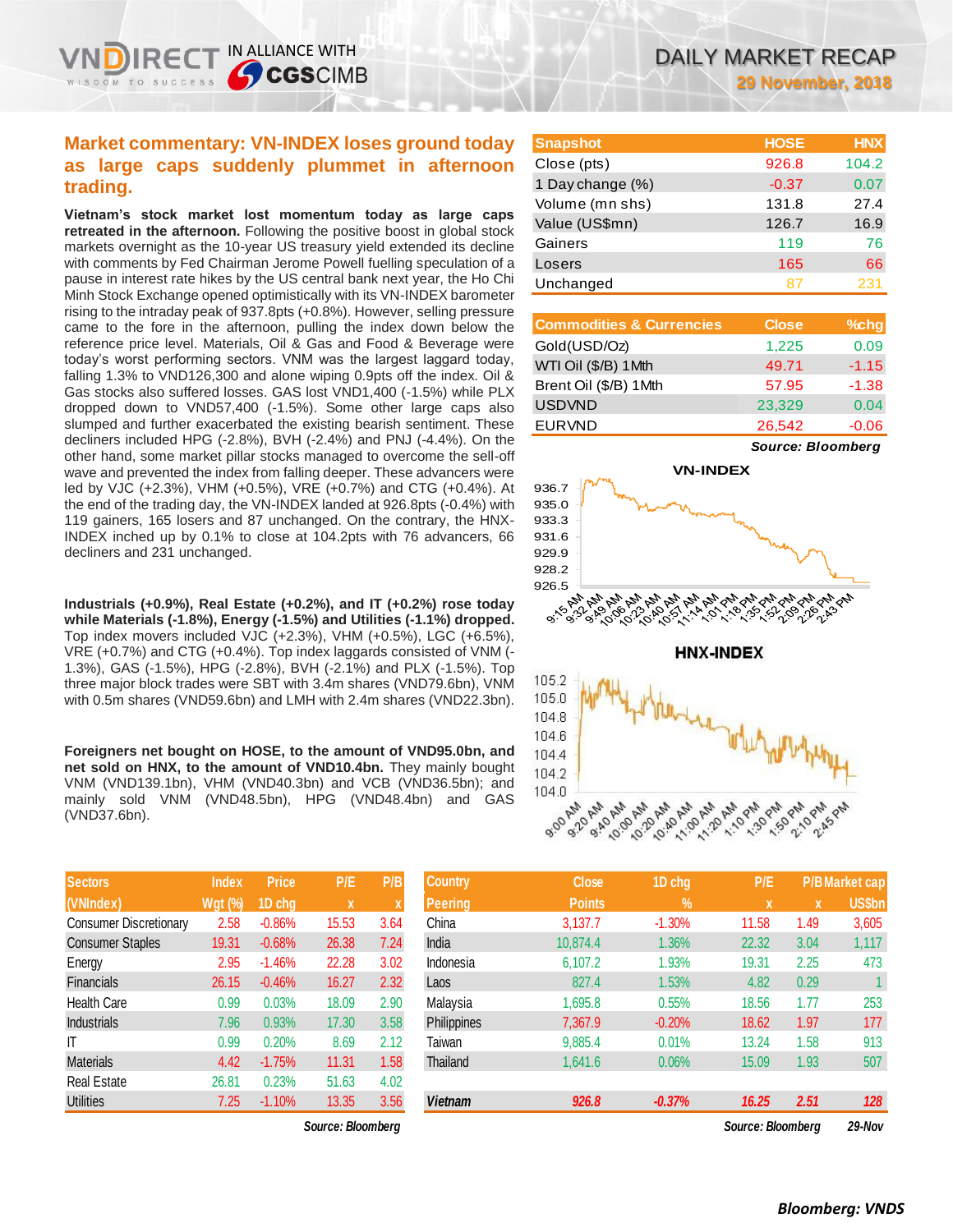# DAILY MARKET RECAP

**29 November, 2018**

## Market commentary: VN-INDEX loses ground today as large caps suddenly plummet in afternoon trading.

**Vietnam's stock market lost momentum today as large caps retreated in the afternoon.** Following the positive boost in global stock markets overnight as the 10-year US treasury yield extended its decline with comments by Fed Chairman Jerome Powell fuelling speculation of a pause in interest rate hikes by the US central bank next year, the Ho Chi Minh Stock Exchange opened optimistically with its VN-INDEX barometer rising to the intraday peak of 937.8pts (+0.8%). However, selling pressure came to the fore in the afternoon, pulling the index down below the reference price level. Materials, Oil & Gas and Food & Beverage were today's worst performing sectors. VNM was the largest laggard today, falling 1.3% to VND126,300 and alone wiping 0.9pts off the index. Oil & Gas stocks also suffered losses. GAS lost VND1,400 (-1.5%) while PLX dropped down to VND57,400 (-1.5%). Some other large caps also slumped and further exacerbated the existing bearish sentiment. These decliners included HPG (-2.8%), BVH (-2.4%) and PNJ (-4.4%). On the other hand, some market pillar stocks managed to overcome the sell-off wave and prevented the index from falling deeper. These advancers were led by VJC (+2.3%), VHM (+0.5%), VRE (+0.7%) and CTG (+0.4%). At the end of the trading day, the VN-INDEX landed at 926.8pts (-0.4%) with 119 gainers, 165 losers and 87 unchanged. On the contrary, the HNX-INDEX inched up by 0.1% to close at 104.2pts with 76 advancers, 66 decliners and 231 unchanged.

**Industrials (+0.9%), Real Estate (+0.2%), and IT (+0.2%) rose today while Materials (-1.8%), Energy (-1.5%) and Utilities (-1.1%) dropped.** Top index movers included VJC (+2.3%), VHM (+0.5%), LGC (+6.5%), VRE (+0.7%) and CTG (+0.4%). Top index laggards consisted of VNM (-1.3%), GAS (-1.5%), HPG (-2.8%), BVH (-2.1%) and PLX (-1.5%). Top three major block trades were SBT with 3.4m shares (VND79.6bn), VNM with 0.5m shares (VND59.6bn) and LMH with 2.4m shares (VND22.3bn).

**Foreigners net bought on HOSE, to the amount of VND95.0bn, and net sold on HNX, to the amount of VND10.4bn.** They mainly bought VNM (VND139.1bn), VHM (VND40.3bn) and VCB (VND36.5bn); and mainly sold VNM (VND48.5bn), HPG (VND48.4bn) and GAS (VND37.6bn).

| Snapshot | HOSE | HNX |
|---|---|---|
| Close (pts) | 926.8 | 104.2 |
| 1 Day change (%) | -0.37 | 0.07 |
| Volume (mn shs) | 131.8 | 27.4 |
| Value (US$mn) | 126.7 | 16.9 |
| Gainers | 119 | 76 |
| Losers | 165 | 66 |
| Unchanged | 87 | 231 |

| Commodities & Currencies | Close | %chg |
|---|---|---|
| Gold(USD/Oz) | 1,225 | 0.09 |
| WTI Oil ($/B) 1Mth | 49.71 | -1.15 |
| Brent Oil ($/B) 1Mth | 57.95 | -1.38 |
| USDVND | 23,329 | 0.04 |
| EURVND | 26,542 | -0.06 |

*Source: Bloomberg*

| Sectors (VNIndex) | Index Wgt (%) | Price 1D chg | P/E x | P/B x |
|---|---|---|---|---|
| Consumer Discretionary | 2.58 | -0.86% | 15.53 | 3.64 |
| Consumer Staples | 19.31 | -0.68% | 26.38 | 7.24 |
| Energy | 2.95 | -1.46% | 22.28 | 3.02 |
| Financials | 26.15 | -0.46% | 16.27 | 2.32 |
| Health Care | 0.99 | 0.03% | 18.09 | 2.90 |
| Industrials | 7.96 | 0.93% | 17.30 | 3.58 |
| IT | 0.99 | 0.20% | 8.69 | 2.12 |
| Materials | 4.42 | -1.75% | 11.31 | 1.58 |
| Real Estate | 26.81 | 0.23% | 51.63 | 4.02 |
| Utilities | 7.25 | -1.10% | 13.35 | 3.56 |

*Source: Bloomberg*

| Country Peering | Close Points | 1D chg % | P/E x | P/B x | Market cap US$bn |
|---|---|---|---|---|---|
| China | 3,137.7 | -1.30% | 11.58 | 1.49 | 3,605 |
| India | 10,874.4 | 1.36% | 22.32 | 3.04 | 1,117 |
| Indonesia | 6,107.2 | 1.93% | 19.31 | 2.25 | 473 |
| Laos | 827.4 | 1.53% | 4.82 | 0.29 | 1 |
| Malaysia | 1,695.8 | 0.55% | 18.56 | 1.77 | 253 |
| Philippines | 7,367.9 | -0.20% | 18.62 | 1.97 | 177 |
| Taiwan | 9,885.4 | 0.01% | 13.24 | 1.58 | 913 |
| Thailand | 1,641.6 | 0.06% | 15.09 | 1.93 | 507 |
| ***Vietnam*** | ***926.8*** | ***-0.37%*** | ***16.25*** | ***2.51*** | ***128*** |

*Source: Bloomberg* 29-Nov

*Bloomberg: VNDS*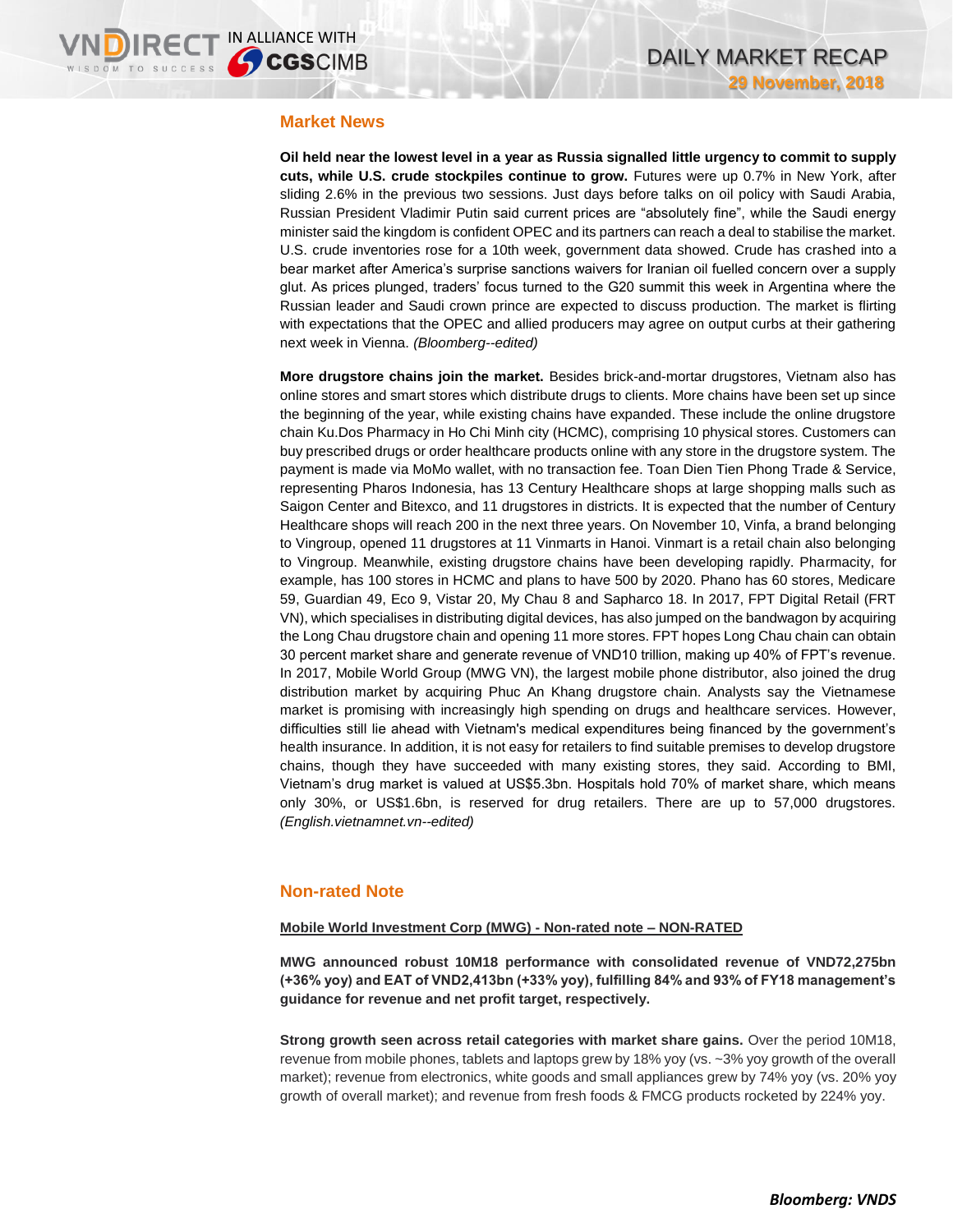## Market News

**Oil held near the lowest level in a year as Russia signalled little urgency to commit to supply cuts, while U.S. crude stockpiles continue to grow.** Futures were up 0.7% in New York, after sliding 2.6% in the previous two sessions. Just days before talks on oil policy with Saudi Arabia, Russian President Vladimir Putin said current prices are "absolutely fine", while the Saudi energy minister said the kingdom is confident OPEC and its partners can reach a deal to stabilise the market. U.S. crude inventories rose for a 10th week, government data showed. Crude has crashed into a bear market after America's surprise sanctions waivers for Iranian oil fuelled concern over a supply glut. As prices plunged, traders' focus turned to the G20 summit this week in Argentina where the Russian leader and Saudi crown prince are expected to discuss production. The market is flirting with expectations that the OPEC and allied producers may agree on output curbs at their gathering next week in Vienna. *(Bloomberg--edited)*

**More drugstore chains join the market.** Besides brick-and-mortar drugstores, Vietnam also has online stores and smart stores which distribute drugs to clients. More chains have been set up since the beginning of the year, while existing chains have expanded. These include the online drugstore chain Ku.Dos Pharmacy in Ho Chi Minh city (HCMC), comprising 10 physical stores. Customers can buy prescribed drugs or order healthcare products online with any store in the drugstore system. The payment is made via MoMo wallet, with no transaction fee. Toan Dien Tien Phong Trade & Service, representing Pharos Indonesia, has 13 Century Healthcare shops at large shopping malls such as Saigon Center and Bitexco, and 11 drugstores in districts. It is expected that the number of Century Healthcare shops will reach 200 in the next three years. On November 10, Vinfa, a brand belonging to Vingroup, opened 11 drugstores at 11 Vinmarts in Hanoi. Vinmart is a retail chain also belonging to Vingroup. Meanwhile, existing drugstore chains have been developing rapidly. Pharmacity, for example, has 100 stores in HCMC and plans to have 500 by 2020. Phano has 60 stores, Medicare 59, Guardian 49, Eco 9, Vistar 20, My Chau 8 and Sapharco 18. In 2017, FPT Digital Retail (FRT VN), which specialises in distributing digital devices, has also jumped on the bandwagon by acquiring the Long Chau drugstore chain and opening 11 more stores. FPT hopes Long Chau chain can obtain 30 percent market share and generate revenue of VND10 trillion, making up 40% of FPT's revenue. In 2017, Mobile World Group (MWG VN), the largest mobile phone distributor, also joined the drug distribution market by acquiring Phuc An Khang drugstore chain. Analysts say the Vietnamese market is promising with increasingly high spending on drugs and healthcare services. However, difficulties still lie ahead with Vietnam's medical expenditures being financed by the government's health insurance. In addition, it is not easy for retailers to find suitable premises to develop drugstore chains, though they have succeeded with many existing stores, they said. According to BMI, Vietnam's drug market is valued at US$5.3bn. Hospitals hold 70% of market share, which means only 30%, or US$1.6bn, is reserved for drug retailers. There are up to 57,000 drugstores. *(English.vietnamnet.vn--edited)*

## Non-rated Note

**Mobile World Investment Corp (MWG) - Non-rated note – NON-RATED**

**MWG announced robust 10M18 performance with consolidated revenue of VND72,275bn (+36% yoy) and EAT of VND2,413bn (+33% yoy), fulfilling 84% and 93% of FY18 management's guidance for revenue and net profit target, respectively.**

**Strong growth seen across retail categories with market share gains.** Over the period 10M18, revenue from mobile phones, tablets and laptops grew by 18% yoy (vs. ~3% yoy growth of the overall market); revenue from electronics, white goods and small appliances grew by 74% yoy (vs. 20% yoy growth of overall market); and revenue from fresh foods & FMCG products rocketed by 224% yoy.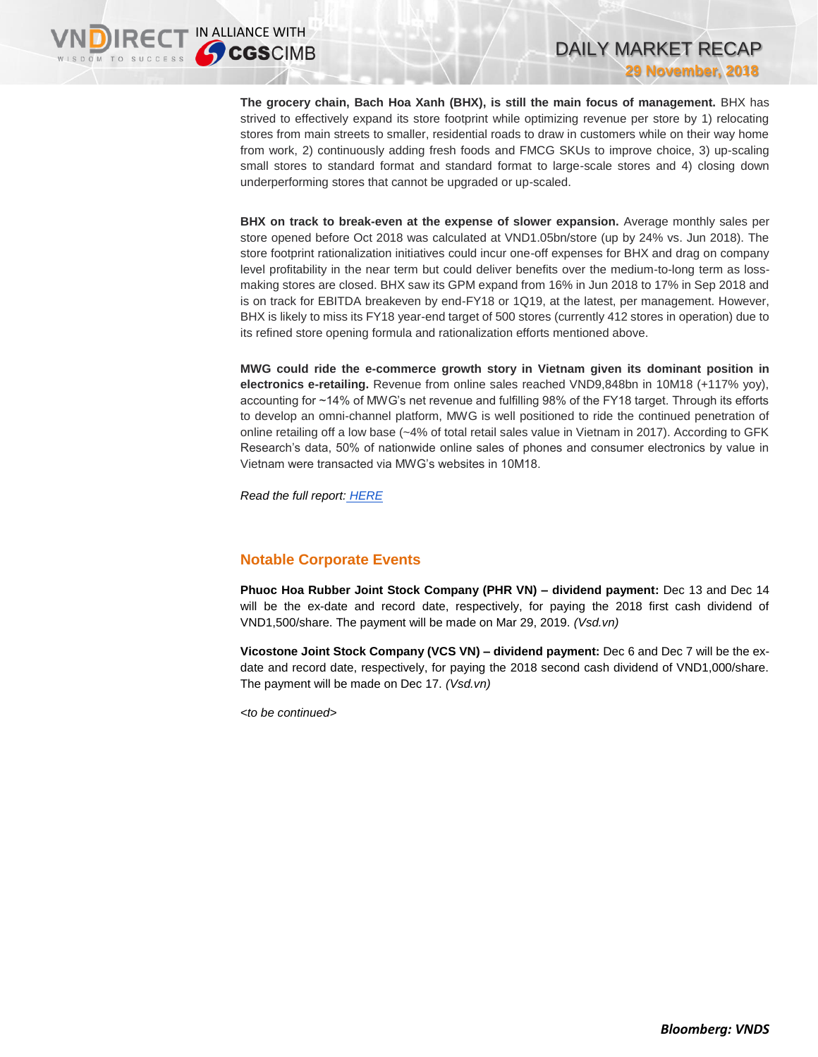**The grocery chain, Bach Hoa Xanh (BHX), is still the main focus of management.** BHX has strived to effectively expand its store footprint while optimizing revenue per store by 1) relocating stores from main streets to smaller, residential roads to draw in customers while on their way home from work, 2) continuously adding fresh foods and FMCG SKUs to improve choice, 3) up-scaling small stores to standard format and standard format to large-scale stores and 4) closing down underperforming stores that cannot be upgraded or up-scaled.

**BHX on track to break-even at the expense of slower expansion.** Average monthly sales per store opened before Oct 2018 was calculated at VND1.05bn/store (up by 24% vs. Jun 2018). The store footprint rationalization initiatives could incur one-off expenses for BHX and drag on company level profitability in the near term but could deliver benefits over the medium-to-long term as loss-making stores are closed. BHX saw its GPM expand from 16% in Jun 2018 to 17% in Sep 2018 and is on track for EBITDA breakeven by end-FY18 or 1Q19, at the latest, per management. However, BHX is likely to miss its FY18 year-end target of 500 stores (currently 412 stores in operation) due to its refined store opening formula and rationalization efforts mentioned above.

**MWG could ride the e-commerce growth story in Vietnam given its dominant position in electronics e-retailing.** Revenue from online sales reached VND9,848bn in 10M18 (+117% yoy), accounting for ~14% of MWG's net revenue and fulfilling 98% of the FY18 target. Through its efforts to develop an omni-channel platform, MWG is well positioned to ride the continued penetration of online retailing off a low base (~4% of total retail sales value in Vietnam in 2017). According to GFK Research's data, 50% of nationwide online sales of phones and consumer electronics by value in Vietnam were transacted via MWG's websites in 10M18.

*Read the full report:* [HERE]

## Notable Corporate Events

**Phuoc Hoa Rubber Joint Stock Company (PHR VN) – dividend payment:** Dec 13 and Dec 14 will be the ex-date and record date, respectively, for paying the 2018 first cash dividend of VND1,500/share. The payment will be made on Mar 29, 2019. *(Vsd.vn)*

**Vicostone Joint Stock Company (VCS VN) – dividend payment:** Dec 6 and Dec 7 will be the ex-date and record date, respectively, for paying the 2018 second cash dividend of VND1,000/share. The payment will be made on Dec 17. *(Vsd.vn)*

*<to be continued>*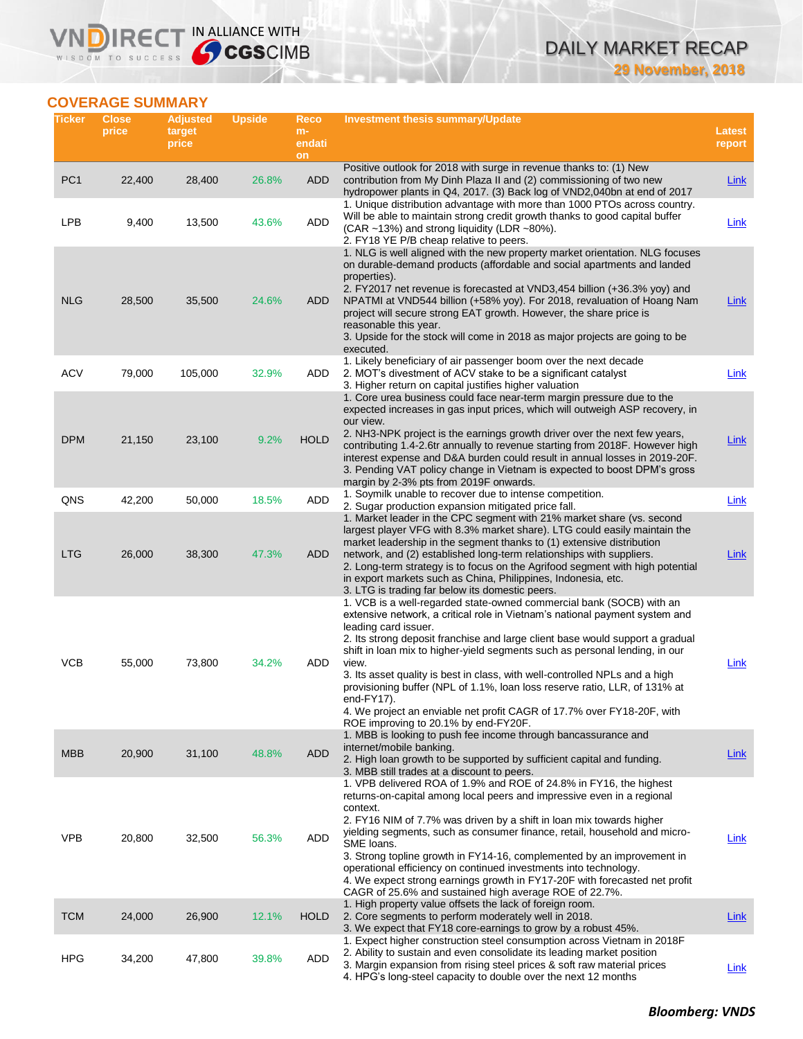## COVERAGE SUMMARY

| Ticker | Close price | Adjusted target price | Upside | Recommendation | Investment thesis summary/Update | Latest report |
|---|---|---|---|---|---|---|
| PC1 | 22,400 | 28,400 | 26.8% | ADD | Positive outlook for 2018 with surge in revenue thanks to: (1) New contribution from My Dinh Plaza II and (2) commissioning of two new hydropower plants in Q4, 2017. (3) Back log of VND2,040bn at end of 2017 | Link |
| LPB | 9,400 | 13,500 | 43.6% | ADD | 1. Unique distribution advantage with more than 1000 PTOs across country. Will be able to maintain strong credit growth thanks to good capital buffer (CAR ~13%) and strong liquidity (LDR ~80%).<br>2. FY18 YE P/B cheap relative to peers. | Link |
| NLG | 28,500 | 35,500 | 24.6% | ADD | 1. NLG is well aligned with the new property market orientation. NLG focuses on durable-demand products (affordable and social apartments and landed properties).<br>2. FY2017 net revenue is forecasted at VND3,454 billion (+36.3% yoy) and NPATMI at VND544 billion (+58% yoy). For 2018, revaluation of Hoang Nam project will secure strong EAT growth. However, the share price is reasonable this year.<br>3. Upside for the stock will come in 2018 as major projects are going to be executed. | Link |
| ACV | 79,000 | 105,000 | 32.9% | ADD | 1. Likely beneficiary of air passenger boom over the next decade<br>2. MOT's divestment of ACV stake to be a significant catalyst<br>3. Higher return on capital justifies higher valuation | Link |
| DPM | 21,150 | 23,100 | 9.2% | HOLD | 1. Core urea business could face near-term margin pressure due to the expected increases in gas input prices, which will outweigh ASP recovery, in our view.<br>2. NH3-NPK project is the earnings growth driver over the next few years, contributing 1.4-2.6tr annually to revenue starting from 2018F. However high interest expense and D&A burden could result in annual losses in 2019-20F.<br>3. Pending VAT policy change in Vietnam is expected to boost DPM's gross margin by 2-3% pts from 2019F onwards. | Link |
| QNS | 42,200 | 50,000 | 18.5% | ADD | 1. Soymilk unable to recover due to intense competition.<br>2. Sugar production expansion mitigated price fall. | Link |
| LTG | 26,000 | 38,300 | 47.3% | ADD | 1. Market leader in the CPC segment with 21% market share (vs. second largest player VFG with 8.3% market share). LTG could easily maintain the market leadership in the segment thanks to (1) extensive distribution network, and (2) established long-term relationships with suppliers.<br>2. Long-term strategy is to focus on the Agrifood segment with high potential in export markets such as China, Philippines, Indonesia, etc.<br>3. LTG is trading far below its domestic peers. | Link |
| VCB | 55,000 | 73,800 | 34.2% | ADD | 1. VCB is a well-regarded state-owned commercial bank (SOCB) with an extensive network, a critical role in Vietnam's national payment system and leading card issuer.<br>2. Its strong deposit franchise and large client base would support a gradual shift in loan mix to higher-yield segments such as personal lending, in our view.<br>3. Its asset quality is best in class, with well-controlled NPLs and a high provisioning buffer (NPL of 1.1%, loan loss reserve ratio, LLR, of 131% at end-FY17).<br>4. We project an enviable net profit CAGR of 17.7% over FY18-20F, with ROE improving to 20.1% by end-FY20F. | Link |
| MBB | 20,900 | 31,100 | 48.8% | ADD | 1. MBB is looking to push fee income through bancassurance and internet/mobile banking.<br>2. High loan growth to be supported by sufficient capital and funding.<br>3. MBB still trades at a discount to peers. | Link |
| VPB | 20,800 | 32,500 | 56.3% | ADD | 1. VPB delivered ROA of 1.9% and ROE of 24.8% in FY16, the highest returns-on-capital among local peers and impressive even in a regional context.<br>2. FY16 NIM of 7.7% was driven by a shift in loan mix towards higher yielding segments, such as consumer finance, retail, household and micro-SME loans.<br>3. Strong topline growth in FY14-16, complemented by an improvement in operational efficiency on continued investments into technology.<br>4. We expect strong earnings growth in FY17-20F with forecasted net profit CAGR of 25.6% and sustained high average ROE of 22.7%. | Link |
| TCM | 24,000 | 26,900 | 12.1% | HOLD | 1. High property value offsets the lack of foreign room.<br>2. Core segments to perform moderately well in 2018.<br>3. We expect that FY18 core-earnings to grow by a robust 45%. | Link |
| HPG | 34,200 | 47,800 | 39.8% | ADD | 1. Expect higher construction steel consumption across Vietnam in 2018F<br>2. Ability to sustain and even consolidate its leading market position<br>3. Margin expansion from rising steel prices & soft raw material prices<br>4. HPG's long-steel capacity to double over the next 12 months | Link |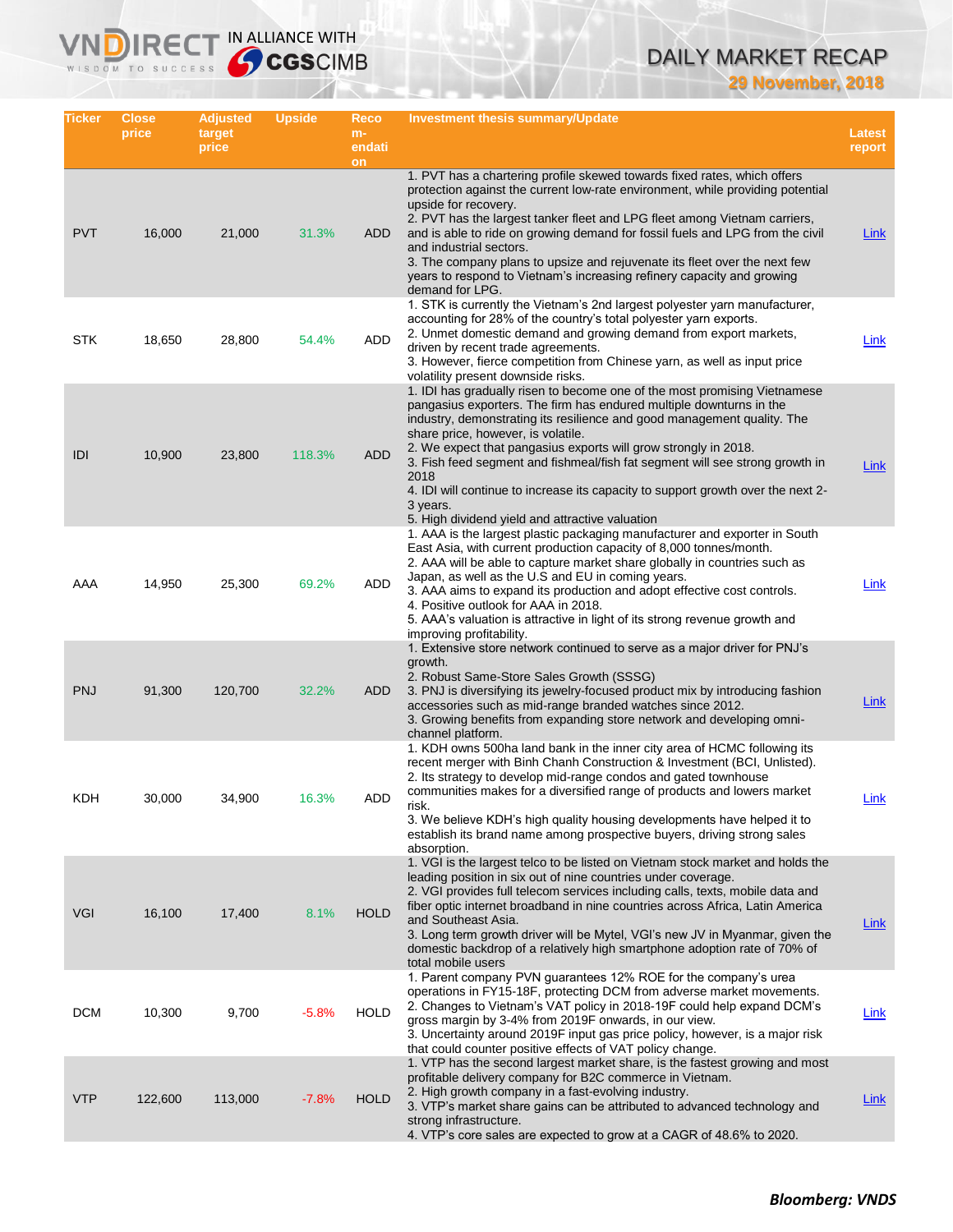| Ticker | Close price | Adjusted target price | Upside | Recom-endation | Investment thesis summary/Update | Latest report |
|---|---|---|---|---|---|---|
| PVT | 16,000 | 21,000 | 31.3% | ADD | 1. PVT has a chartering profile skewed towards fixed rates, which offers protection against the current low-rate environment, while providing potential upside for recovery.<br>2. PVT has the largest tanker fleet and LPG fleet among Vietnam carriers, and is able to ride on growing demand for fossil fuels and LPG from the civil and industrial sectors.<br>3. The company plans to upsize and rejuvenate its fleet over the next few years to respond to Vietnam's increasing refinery capacity and growing demand for LPG. | Link |
| STK | 18,650 | 28,800 | 54.4% | ADD | 1. STK is currently the Vietnam's 2nd largest polyester yarn manufacturer, accounting for 28% of the country's total polyester yarn exports.<br>2. Unmet domestic demand and growing demand from export markets, driven by recent trade agreements.<br>3. However, fierce competition from Chinese yarn, as well as input price volatility present downside risks. | Link |
| IDI | 10,900 | 23,800 | 118.3% | ADD | 1. IDI has gradually risen to become one of the most promising Vietnamese pangasius exporters. The firm has endured multiple downturns in the industry, demonstrating its resilience and good management quality. The share price, however, is volatile.<br>2. We expect that pangasius exports will grow strongly in 2018.<br>3. Fish feed segment and fishmeal/fish fat segment will see strong growth in 2018<br>4. IDI will continue to increase its capacity to support growth over the next 2-3 years.<br>5. High dividend yield and attractive valuation | Link |
| AAA | 14,950 | 25,300 | 69.2% | ADD | 1. AAA is the largest plastic packaging manufacturer and exporter in South East Asia, with current production capacity of 8,000 tonnes/month.<br>2. AAA will be able to capture market share globally in countries such as Japan, as well as the U.S and EU in coming years.<br>3. AAA aims to expand its production and adopt effective cost controls.<br>4. Positive outlook for AAA in 2018.<br>5. AAA's valuation is attractive in light of its strong revenue growth and improving profitability. | Link |
| PNJ | 91,300 | 120,700 | 32.2% | ADD | 1. Extensive store network continued to serve as a major driver for PNJ's growth.<br>2. Robust Same-Store Sales Growth (SSSG)<br>3. PNJ is diversifying its jewelry-focused product mix by introducing fashion accessories such as mid-range branded watches since 2012.<br>3. Growing benefits from expanding store network and developing omni-channel platform. | Link |
| KDH | 30,000 | 34,900 | 16.3% | ADD | 1. KDH owns 500ha land bank in the inner city area of HCMC following its recent merger with Binh Chanh Construction & Investment (BCI, Unlisted).<br>2. Its strategy to develop mid-range condos and gated townhouse communities makes for a diversified range of products and lowers market risk.<br>3. We believe KDH's high quality housing developments have helped it to establish its brand name among prospective buyers, driving strong sales absorption. | Link |
| VGI | 16,100 | 17,400 | 8.1% | HOLD | 1. VGI is the largest telco to be listed on Vietnam stock market and holds the leading position in six out of nine countries under coverage.<br>2. VGI provides full telecom services including calls, texts, mobile data and fiber optic internet broadband in nine countries across Africa, Latin America and Southeast Asia.<br>3. Long term growth driver will be Mytel, VGI's new JV in Myanmar, given the domestic backdrop of a relatively high smartphone adoption rate of 70% of total mobile users | Link |
| DCM | 10,300 | 9,700 | -5.8% | HOLD | 1. Parent company PVN guarantees 12% ROE for the company's urea operations in FY15-18F, protecting DCM from adverse market movements.<br>2. Changes to Vietnam's VAT policy in 2018-19F could help expand DCM's gross margin by 3-4% from 2019F onwards, in our view.<br>3. Uncertainty around 2019F input gas price policy, however, is a major risk that could counter positive effects of VAT policy change. | Link |
| VTP | 122,600 | 113,000 | -7.8% | HOLD | 1. VTP has the second largest market share, is the fastest growing and most profitable delivery company for B2C commerce in Vietnam.<br>2. High growth company in a fast-evolving industry.<br>3. VTP's market share gains can be attributed to advanced technology and strong infrastructure.<br>4. VTP's core sales are expected to grow at a CAGR of 48.6% to 2020. | Link |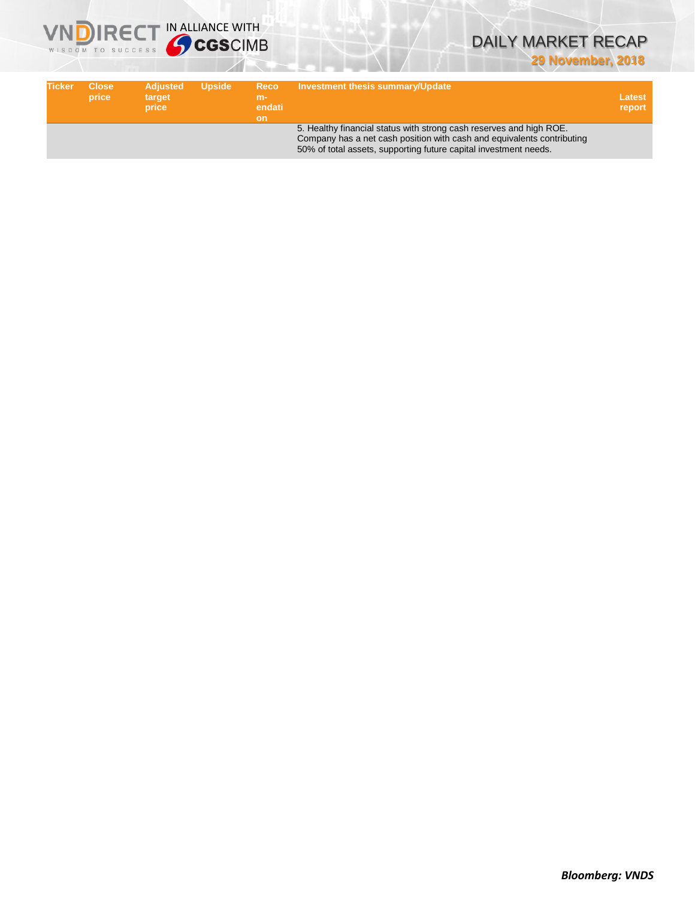| Ticker | Close price | Adjusted target price | Upside | Recom-endation | Investment thesis summary/Update | Latest report |
|---|---|---|---|---|---|---|
| | | | | | 5. Healthy financial status with strong cash reserves and high ROE. Company has a net cash position with cash and equivalents contributing 50% of total assets, supporting future capital investment needs. | |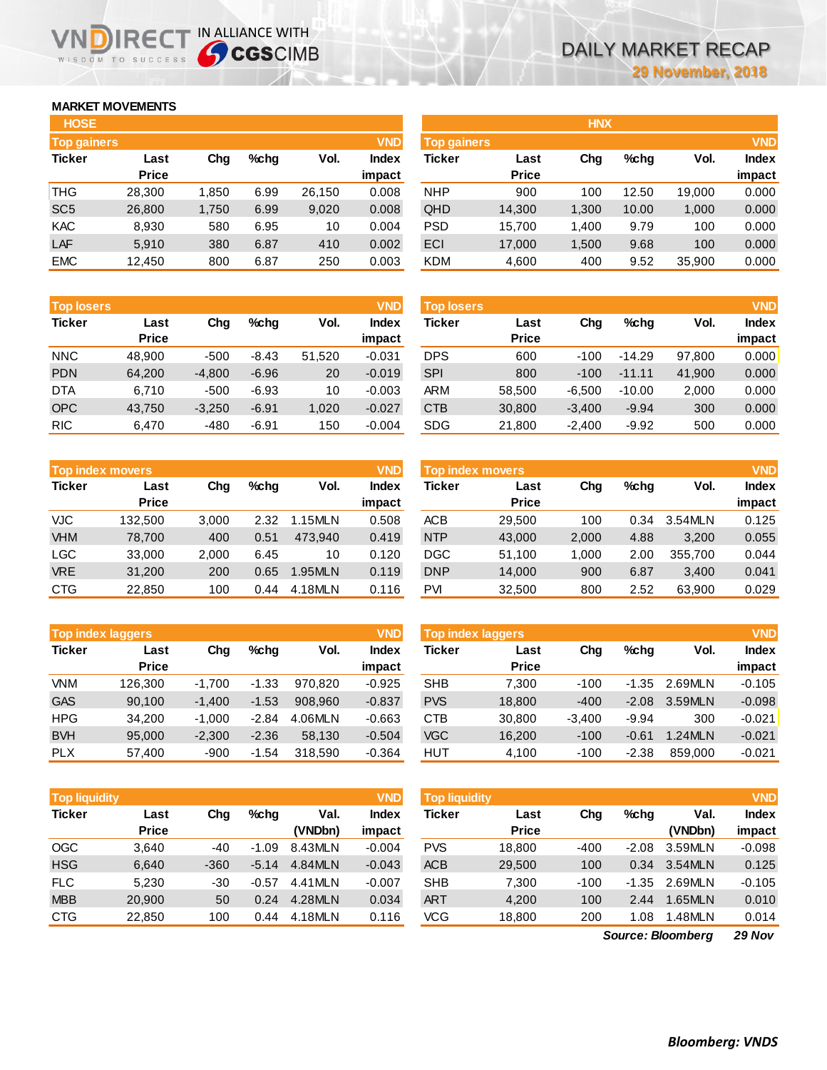# DAILY MARKET RECAP

**29 November, 2018**

## MARKET MOVEMENTS

### HOSE

**Top gainers** (VND)

| Ticker | Last Price | Chg | %chg | Vol. | Index impact |
|---|---|---|---|---|---|
| THG | 28,300 | 1,850 | 6.99 | 26,150 | 0.008 |
| SC5 | 26,800 | 1,750 | 6.99 | 9,020 | 0.008 |
| KAC | 8,930 | 580 | 6.95 | 10 | 0.004 |
| LAF | 5,910 | 380 | 6.87 | 410 | 0.002 |
| EMC | 12,450 | 800 | 6.87 | 250 | 0.003 |

**Top losers** (VND)

| Ticker | Last Price | Chg | %chg | Vol. | Index impact |
|---|---|---|---|---|---|
| NNC | 48,900 | -500 | -8.43 | 51,520 | -0.031 |
| PDN | 64,200 | -4,800 | -6.96 | 20 | -0.019 |
| DTA | 6,710 | -500 | -6.93 | 10 | -0.003 |
| OPC | 43,750 | -3,250 | -6.91 | 1,020 | -0.027 |
| RIC | 6,470 | -480 | -6.91 | 150 | -0.004 |

**Top index movers** (VND)

| Ticker | Last Price | Chg | %chg | Vol. | Index impact |
|---|---|---|---|---|---|
| VJC | 132,500 | 3,000 | 2.32 | 1.15MLN | 0.508 |
| VHM | 78,700 | 400 | 0.51 | 473,940 | 0.419 |
| LGC | 33,000 | 2,000 | 6.45 | 10 | 0.120 |
| VRE | 31,200 | 200 | 0.65 | 1.95MLN | 0.119 |
| CTG | 22,850 | 100 | 0.44 | 4.18MLN | 0.116 |

**Top index laggers** (VND)

| Ticker | Last Price | Chg | %chg | Vol. | Index impact |
|---|---|---|---|---|---|
| VNM | 126,300 | -1,700 | -1.33 | 970,820 | -0.925 |
| GAS | 90,100 | -1,400 | -1.53 | 908,960 | -0.837 |
| HPG | 34,200 | -1,000 | -2.84 | 4.06MLN | -0.663 |
| BVH | 95,000 | -2,300 | -2.36 | 58,130 | -0.504 |
| PLX | 57,400 | -900 | -1.54 | 318,590 | -0.364 |

**Top liquidity** (VND)

| Ticker | Last Price | Chg | %chg | Val. (VNDbn) | Index impact |
|---|---|---|---|---|---|
| OGC | 3,640 | -40 | -1.09 | 8.43MLN | -0.004 |
| HSG | 6,640 | -360 | -5.14 | 4.84MLN | -0.043 |
| FLC | 5,230 | -30 | -0.57 | 4.41MLN | -0.007 |
| MBB | 20,900 | 50 | 0.24 | 4.28MLN | 0.034 |
| CTG | 22,850 | 100 | 0.44 | 4.18MLN | 0.116 |

### HNX

**Top gainers** (VND)

| Ticker | Last Price | Chg | %chg | Vol. | Index impact |
|---|---|---|---|---|---|
| NHP | 900 | 100 | 12.50 | 19,000 | 0.000 |
| QHD | 14,300 | 1,300 | 10.00 | 1,000 | 0.000 |
| PSD | 15,700 | 1,400 | 9.79 | 100 | 0.000 |
| ECI | 17,000 | 1,500 | 9.68 | 100 | 0.000 |
| KDM | 4,600 | 400 | 9.52 | 35,900 | 0.000 |

**Top losers** (VND)

| Ticker | Last Price | Chg | %chg | Vol. | Index impact |
|---|---|---|---|---|---|
| DPS | 600 | -100 | -14.29 | 97,800 | 0.000 |
| SPI | 800 | -100 | -11.11 | 41,900 | 0.000 |
| ARM | 58,500 | -6,500 | -10.00 | 2,000 | 0.000 |
| CTB | 30,800 | -3,400 | -9.94 | 300 | 0.000 |
| SDG | 21,800 | -2,400 | -9.92 | 500 | 0.000 |

**Top index movers** (VND)

| Ticker | Last Price | Chg | %chg | Vol. | Index impact |
|---|---|---|---|---|---|
| ACB | 29,500 | 100 | 0.34 | 3.54MLN | 0.125 |
| NTP | 43,000 | 2,000 | 4.88 | 3,200 | 0.055 |
| DGC | 51,100 | 1,000 | 2.00 | 355,700 | 0.044 |
| DNP | 14,000 | 900 | 6.87 | 3,400 | 0.041 |
| PVI | 32,500 | 800 | 2.52 | 63,900 | 0.029 |

**Top index laggers** (VND)

| Ticker | Last Price | Chg | %chg | Vol. | Index impact |
|---|---|---|---|---|---|
| SHB | 7,300 | -100 | -1.35 | 2.69MLN | -0.105 |
| PVS | 18,800 | -400 | -2.08 | 3.59MLN | -0.098 |
| CTB | 30,800 | -3,400 | -9.94 | 300 | -0.021 |
| VGC | 16,200 | -100 | -0.61 | 1.24MLN | -0.021 |
| HUT | 4,100 | -100 | -2.38 | 859,000 | -0.021 |

**Top liquidity** (VND)

| Ticker | Last Price | Chg | %chg | Val. (VNDbn) | Index impact |
|---|---|---|---|---|---|
| PVS | 18,800 | -400 | -2.08 | 3.59MLN | -0.098 |
| ACB | 29,500 | 100 | 0.34 | 3.54MLN | 0.125 |
| SHB | 7,300 | -100 | -1.35 | 2.69MLN | -0.105 |
| ART | 4,200 | 100 | 2.44 | 1.65MLN | 0.010 |
| VCG | 18,800 | 200 | 1.08 | 1.48MLN | 0.014 |

*Source: Bloomberg* *29 Nov*

***Bloomberg: VNDS***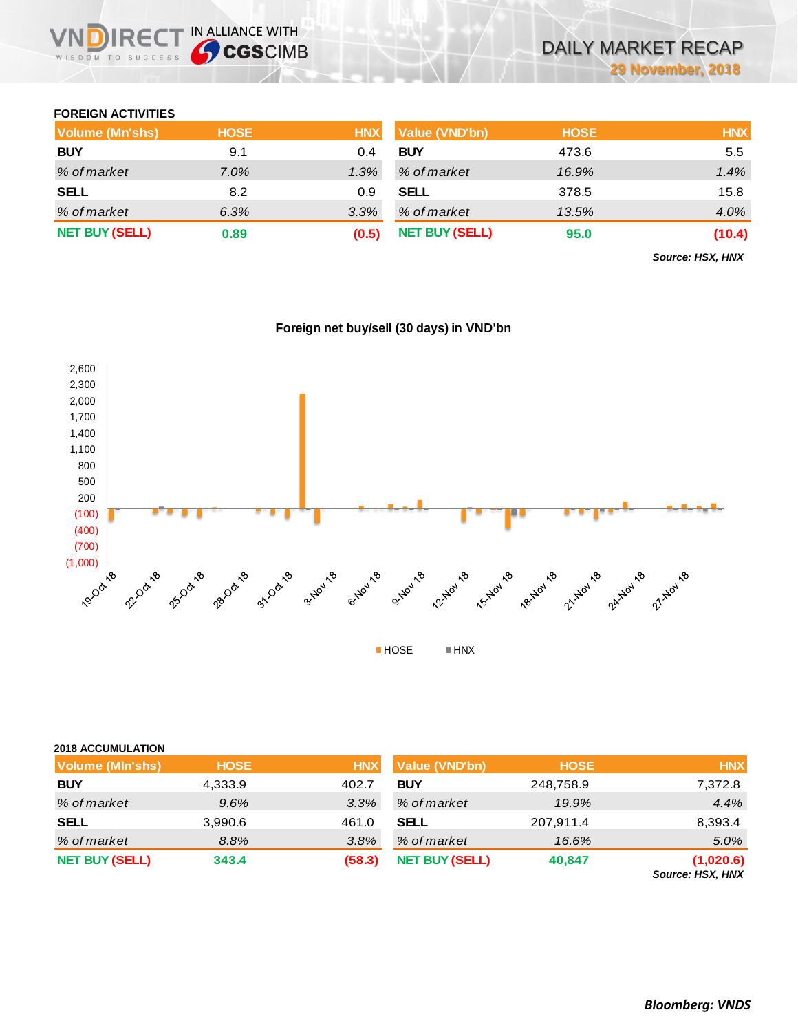## FOREIGN ACTIVITIES

| Volume (Mn'shs) | HOSE | HNX |
|---|---|---|
| **BUY** | 9.1 | 0.4 |
| *% of market* | *7.0%* | *1.3%* |
| **SELL** | 8.2 | 0.9 |
| *% of market* | *6.3%* | *3.3%* |
| **NET BUY (SELL)** | **0.89** | **(0.5)** |

| Value (VND'bn) | HOSE | HNX |
|---|---|---|
| **BUY** | 473.6 | 5.5 |
| *% of market* | *16.9%* | *1.4%* |
| **SELL** | 378.5 | 15.8 |
| *% of market* | *13.5%* | *4.0%* |
| **NET BUY (SELL)** | **95.0** | **(10.4)** |

***Source: HSX, HNX***

**Foreign net buy/sell (30 days) in VND'bn**

## 2018 ACCUMULATION

| Volume (Mln'shs) | HOSE | HNX |
|---|---|---|
| **BUY** | 4,333.9 | 402.7 |
| *% of market* | *9.6%* | *3.3%* |
| **SELL** | 3,990.6 | 461.0 |
| *% of market* | *8.8%* | *3.8%* |
| **NET BUY (SELL)** | **343.4** | **(58.3)** |

| Value (VND'bn) | HOSE | HNX |
|---|---|---|
| **BUY** | 248,758.9 | 7,372.8 |
| *% of market* | *19.9%* | *4.4%* |
| **SELL** | 207,911.4 | 8,393.4 |
| *% of market* | *16.6%* | *5.0%* |
| **NET BUY (SELL)** | **40,847** | **(1,020.6)** |

***Source: HSX, HNX***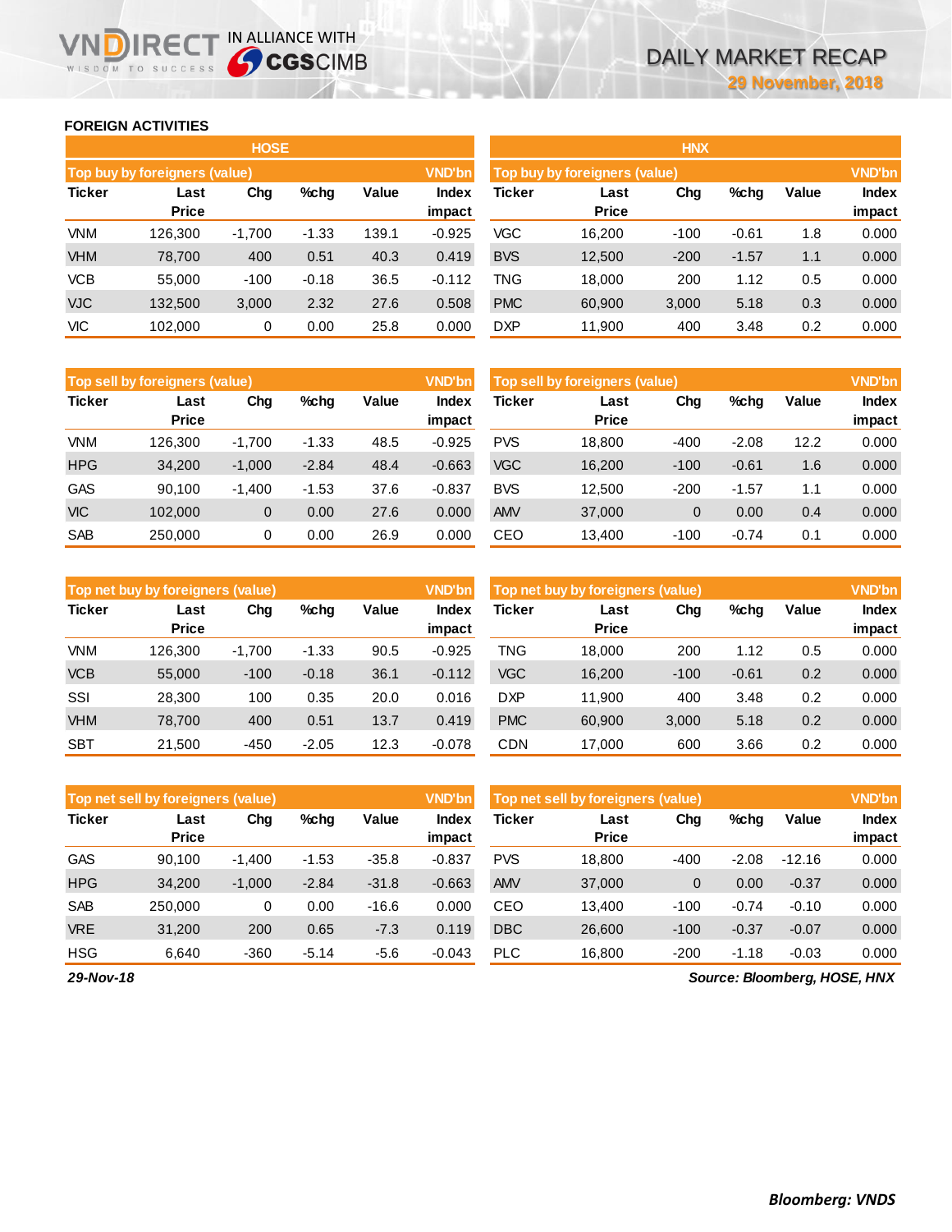# FOREIGN ACTIVITIES

## HOSE

| Top buy by foreigners (value) | | | | | VND'bn |
|---|---|---|---|---|---|
| Ticker | Last Price | Chg | %chg | Value | Index impact |
| VNM | 126,300 | -1,700 | -1.33 | 139.1 | -0.925 |
| VHM | 78,700 | 400 | 0.51 | 40.3 | 0.419 |
| VCB | 55,000 | -100 | -0.18 | 36.5 | -0.112 |
| VJC | 132,500 | 3,000 | 2.32 | 27.6 | 0.508 |
| VIC | 102,000 | 0 | 0.00 | 25.8 | 0.000 |

| Top sell by foreigners (value) | | | | | VND'bn |
|---|---|---|---|---|---|
| Ticker | Last Price | Chg | %chg | Value | Index impact |
| VNM | 126,300 | -1,700 | -1.33 | 48.5 | -0.925 |
| HPG | 34,200 | -1,000 | -2.84 | 48.4 | -0.663 |
| GAS | 90,100 | -1,400 | -1.53 | 37.6 | -0.837 |
| VIC | 102,000 | 0 | 0.00 | 27.6 | 0.000 |
| SAB | 250,000 | 0 | 0.00 | 26.9 | 0.000 |

| Top net buy by foreigners (value) | | | | | VND'bn |
|---|---|---|---|---|---|
| Ticker | Last Price | Chg | %chg | Value | Index impact |
| VNM | 126,300 | -1,700 | -1.33 | 90.5 | -0.925 |
| VCB | 55,000 | -100 | -0.18 | 36.1 | -0.112 |
| SSI | 28,300 | 100 | 0.35 | 20.0 | 0.016 |
| VHM | 78,700 | 400 | 0.51 | 13.7 | 0.419 |
| SBT | 21,500 | -450 | -2.05 | 12.3 | -0.078 |

| Top net sell by foreigners (value) | | | | | VND'bn |
|---|---|---|---|---|---|
| Ticker | Last Price | Chg | %chg | Value | Index impact |
| GAS | 90,100 | -1,400 | -1.53 | -35.8 | -0.837 |
| HPG | 34,200 | -1,000 | -2.84 | -31.8 | -0.663 |
| SAB | 250,000 | 0 | 0.00 | -16.6 | 0.000 |
| VRE | 31,200 | 200 | 0.65 | -7.3 | 0.119 |
| HSG | 6,640 | -360 | -5.14 | -5.6 | -0.043 |

## HNX

| Top buy by foreigners (value) | | | | | VND'bn |
|---|---|---|---|---|---|
| Ticker | Last Price | Chg | %chg | Value | Index impact |
| VGC | 16,200 | -100 | -0.61 | 1.8 | 0.000 |
| BVS | 12,500 | -200 | -1.57 | 1.1 | 0.000 |
| TNG | 18,000 | 200 | 1.12 | 0.5 | 0.000 |
| PMC | 60,900 | 3,000 | 5.18 | 0.3 | 0.000 |
| DXP | 11,900 | 400 | 3.48 | 0.2 | 0.000 |

| Top sell by foreigners (value) | | | | | VND'bn |
|---|---|---|---|---|---|
| Ticker | Last Price | Chg | %chg | Value | Index impact |
| PVS | 18,800 | -400 | -2.08 | 12.2 | 0.000 |
| VGC | 16,200 | -100 | -0.61 | 1.6 | 0.000 |
| BVS | 12,500 | -200 | -1.57 | 1.1 | 0.000 |
| AMV | 37,000 | 0 | 0.00 | 0.4 | 0.000 |
| CEO | 13,400 | -100 | -0.74 | 0.1 | 0.000 |

| Top net buy by foreigners (value) | | | | | VND'bn |
|---|---|---|---|---|---|
| Ticker | Last Price | Chg | %chg | Value | Index impact |
| TNG | 18,000 | 200 | 1.12 | 0.5 | 0.000 |
| VGC | 16,200 | -100 | -0.61 | 0.2 | 0.000 |
| DXP | 11,900 | 400 | 3.48 | 0.2 | 0.000 |
| PMC | 60,900 | 3,000 | 5.18 | 0.2 | 0.000 |
| CDN | 17,000 | 600 | 3.66 | 0.2 | 0.000 |

| Top net sell by foreigners (value) | | | | | VND'bn |
|---|---|---|---|---|---|
| Ticker | Last Price | Chg | %chg | Value | Index impact |
| PVS | 18,800 | -400 | -2.08 | -12.16 | 0.000 |
| AMV | 37,000 | 0 | 0.00 | -0.37 | 0.000 |
| CEO | 13,400 | -100 | -0.74 | -0.10 | 0.000 |
| DBC | 26,600 | -100 | -0.37 | -0.07 | 0.000 |
| PLC | 16,800 | -200 | -1.18 | -0.03 | 0.000 |

*29-Nov-18*

*Source: Bloomberg, HOSE, HNX*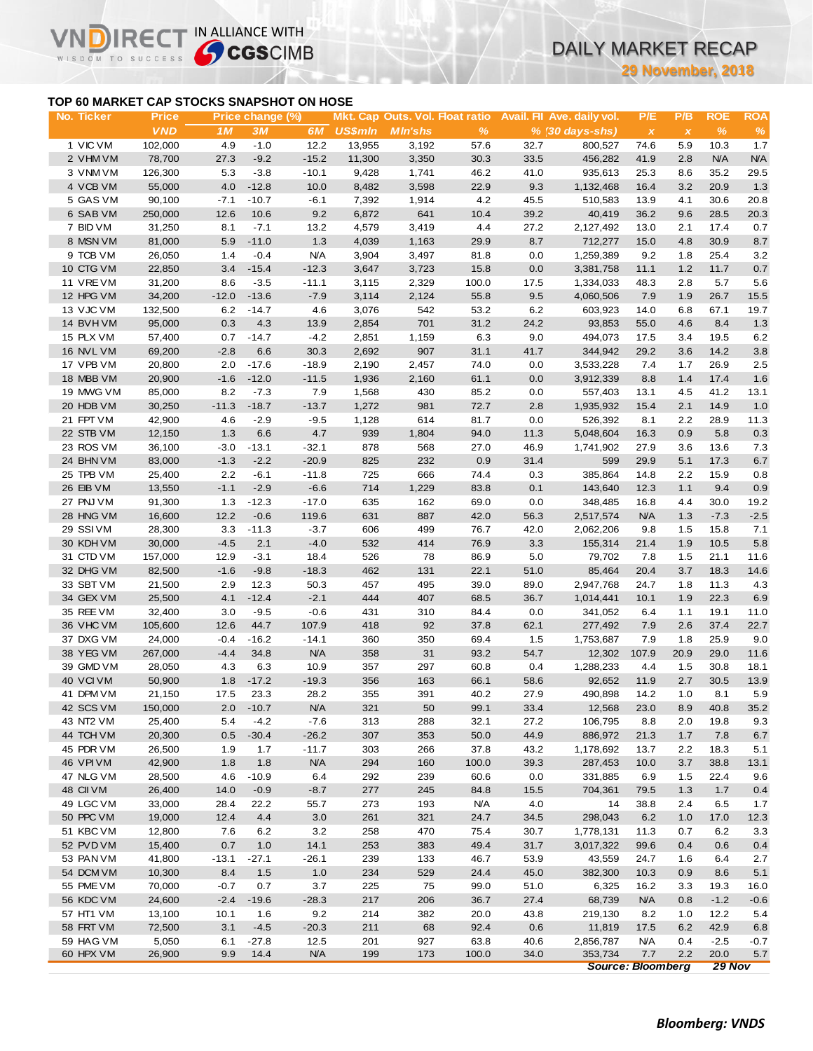## TOP 60 MARKET CAP STOCKS SNAPSHOT ON HOSE

| No. | Ticker | Price | Price change (%) | | | Mkt. Cap | Outs. Vol. | Float ratio | Avail. FII | Ave. daily vol. | P/E | P/B | ROE | ROA |
|---|---|---|---|---|---|---|---|---|---|---|---|---|---|---|
| | | VND | 1M | 3M | 6M | US$mln | Mln'shs | % | % | (30 days-shs) | x | x | % | % |
| 1 | VIC VM | 102,000 | 4.9 | -1.0 | 12.2 | 13,955 | 3,192 | 57.6 | 32.7 | 800,527 | 74.6 | 5.9 | 10.3 | 1.7 |
| 2 | VHM VM | 78,700 | 27.3 | -9.2 | -15.2 | 11,300 | 3,350 | 30.3 | 33.5 | 456,282 | 41.9 | 2.8 | N/A | N/A |
| 3 | VNM VM | 126,300 | 5.3 | -3.8 | -10.1 | 9,428 | 1,741 | 46.2 | 41.0 | 935,613 | 25.3 | 8.6 | 35.2 | 29.5 |
| 4 | VCB VM | 55,000 | 4.0 | -12.8 | 10.0 | 8,482 | 3,598 | 22.9 | 9.3 | 1,132,468 | 16.4 | 3.2 | 20.9 | 1.3 |
| 5 | GAS VM | 90,100 | -7.1 | -10.7 | -6.1 | 7,392 | 1,914 | 4.2 | 45.5 | 510,583 | 13.9 | 4.1 | 30.6 | 20.8 |
| 6 | SAB VM | 250,000 | 12.6 | 10.6 | 9.2 | 6,872 | 641 | 10.4 | 39.2 | 40,419 | 36.2 | 9.6 | 28.5 | 20.3 |
| 7 | BID VM | 31,250 | 8.1 | -7.1 | 13.2 | 4,579 | 3,419 | 4.4 | 27.2 | 2,127,492 | 13.0 | 2.1 | 17.4 | 0.7 |
| 8 | MSN VM | 81,000 | 5.9 | -11.0 | 1.3 | 4,039 | 1,163 | 29.9 | 8.7 | 712,277 | 15.0 | 4.8 | 30.9 | 8.7 |
| 9 | TCB VM | 26,050 | 1.4 | -0.4 | N/A | 3,904 | 3,497 | 81.8 | 0.0 | 1,259,389 | 9.2 | 1.8 | 25.4 | 3.2 |
| 10 | CTG VM | 22,850 | 3.4 | -15.4 | -12.3 | 3,647 | 3,723 | 15.8 | 0.0 | 3,381,758 | 11.1 | 1.2 | 11.7 | 0.7 |
| 11 | VRE VM | 31,200 | 8.6 | -3.5 | -11.1 | 3,115 | 2,329 | 100.0 | 17.5 | 1,334,033 | 48.3 | 2.8 | 5.7 | 5.6 |
| 12 | HPG VM | 34,200 | -12.0 | -13.6 | -7.9 | 3,114 | 2,124 | 55.8 | 9.5 | 4,060,506 | 7.9 | 1.9 | 26.7 | 15.5 |
| 13 | VJC VM | 132,500 | 6.2 | -14.7 | 4.6 | 3,076 | 542 | 53.2 | 6.2 | 603,923 | 14.0 | 6.8 | 67.1 | 19.7 |
| 14 | BVH VM | 95,000 | 0.3 | 4.3 | 13.9 | 2,854 | 701 | 31.2 | 24.2 | 93,853 | 55.0 | 4.6 | 8.4 | 1.3 |
| 15 | PLX VM | 57,400 | 0.7 | -14.7 | -4.2 | 2,851 | 1,159 | 6.3 | 9.0 | 494,073 | 17.5 | 3.4 | 19.5 | 6.2 |
| 16 | NVL VM | 69,200 | -2.8 | 6.6 | 30.3 | 2,692 | 907 | 31.1 | 41.7 | 344,942 | 29.2 | 3.6 | 14.2 | 3.8 |
| 17 | VPB VM | 20,800 | 2.0 | -17.6 | -18.9 | 2,190 | 2,457 | 74.0 | 0.0 | 3,533,228 | 7.4 | 1.7 | 26.9 | 2.5 |
| 18 | MBB VM | 20,900 | -1.6 | -12.0 | -11.5 | 1,936 | 2,160 | 61.1 | 0.0 | 3,912,339 | 8.8 | 1.4 | 17.4 | 1.6 |
| 19 | MWG VM | 85,000 | 8.2 | -7.3 | 7.9 | 1,568 | 430 | 85.2 | 0.0 | 557,403 | 13.1 | 4.5 | 41.2 | 13.1 |
| 20 | HDB VM | 30,250 | -11.3 | -18.7 | -13.7 | 1,272 | 981 | 72.7 | 2.8 | 1,935,932 | 15.4 | 2.1 | 14.9 | 1.0 |
| 21 | FPT VM | 42,900 | 4.6 | -2.9 | -9.5 | 1,128 | 614 | 81.7 | 0.0 | 526,392 | 8.1 | 2.2 | 28.9 | 11.3 |
| 22 | STB VM | 12,150 | 1.3 | 6.6 | 4.7 | 939 | 1,804 | 94.0 | 11.3 | 5,048,604 | 16.3 | 0.9 | 5.8 | 0.3 |
| 23 | ROS VM | 36,100 | -3.0 | -13.1 | -32.1 | 878 | 568 | 27.0 | 46.9 | 1,741,902 | 27.9 | 3.6 | 13.6 | 7.3 |
| 24 | BHN VM | 83,000 | -1.3 | -2.2 | -20.9 | 825 | 232 | 0.9 | 31.4 | 599 | 29.9 | 5.1 | 17.3 | 6.7 |
| 25 | TPB VM | 25,400 | 2.2 | -6.1 | -11.8 | 725 | 666 | 74.4 | 0.3 | 385,864 | 14.8 | 2.2 | 15.9 | 0.8 |
| 26 | EIB VM | 13,550 | -1.1 | -2.9 | -6.6 | 714 | 1,229 | 83.8 | 0.1 | 143,640 | 12.3 | 1.1 | 9.4 | 0.9 |
| 27 | PNJ VM | 91,300 | 1.3 | -12.3 | -17.0 | 635 | 162 | 69.0 | 0.0 | 348,485 | 16.8 | 4.4 | 30.0 | 19.2 |
| 28 | HNG VM | 16,600 | 12.2 | -0.6 | 119.6 | 631 | 887 | 42.0 | 56.3 | 2,517,574 | N/A | 1.3 | -7.3 | -2.5 |
| 29 | SSI VM | 28,300 | 3.3 | -11.3 | -3.7 | 606 | 499 | 76.7 | 42.0 | 2,062,206 | 9.8 | 1.5 | 15.8 | 7.1 |
| 30 | KDH VM | 30,000 | -4.5 | 2.1 | -4.0 | 532 | 414 | 76.9 | 3.3 | 155,314 | 21.4 | 1.9 | 10.5 | 5.8 |
| 31 | CTD VM | 157,000 | 12.9 | -3.1 | 18.4 | 526 | 78 | 86.9 | 5.0 | 79,702 | 7.8 | 1.5 | 21.1 | 11.6 |
| 32 | DHG VM | 82,500 | -1.6 | -9.8 | -18.3 | 462 | 131 | 22.1 | 51.0 | 85,464 | 20.4 | 3.7 | 18.3 | 14.6 |
| 33 | SBT VM | 21,500 | 2.9 | 12.3 | 50.3 | 457 | 495 | 39.0 | 89.0 | 2,947,768 | 24.7 | 1.8 | 11.3 | 4.3 |
| 34 | GEX VM | 25,500 | 4.1 | -12.4 | -2.1 | 444 | 407 | 68.5 | 36.7 | 1,014,441 | 10.1 | 1.9 | 22.3 | 6.9 |
| 35 | REE VM | 32,400 | 3.0 | -9.5 | -0.6 | 431 | 310 | 84.4 | 0.0 | 341,052 | 6.4 | 1.1 | 19.1 | 11.0 |
| 36 | VHC VM | 105,600 | 12.6 | 44.7 | 107.9 | 418 | 92 | 37.8 | 62.1 | 277,492 | 7.9 | 2.6 | 37.4 | 22.7 |
| 37 | DXG VM | 24,000 | -0.4 | -16.2 | -14.1 | 360 | 350 | 69.4 | 1.5 | 1,753,687 | 7.9 | 1.8 | 25.9 | 9.0 |
| 38 | YEG VM | 267,000 | -4.4 | 34.8 | N/A | 358 | 31 | 93.2 | 54.7 | 12,302 | 107.9 | 20.9 | 29.0 | 11.6 |
| 39 | GMD VM | 28,050 | 4.3 | 6.3 | 10.9 | 357 | 297 | 60.8 | 0.4 | 1,288,233 | 4.4 | 1.5 | 30.8 | 18.1 |
| 40 | VCI VM | 50,900 | 1.8 | -17.2 | -19.3 | 356 | 163 | 66.1 | 58.6 | 92,652 | 11.9 | 2.7 | 30.5 | 13.9 |
| 41 | DPM VM | 21,150 | 17.5 | 23.3 | 28.2 | 355 | 391 | 40.2 | 27.9 | 490,898 | 14.2 | 1.0 | 8.1 | 5.9 |
| 42 | SCS VM | 150,000 | 2.0 | -10.7 | N/A | 321 | 50 | 99.1 | 33.4 | 12,568 | 23.0 | 8.9 | 40.8 | 35.2 |
| 43 | NT2 VM | 25,400 | 5.4 | -4.2 | -7.6 | 313 | 288 | 32.1 | 27.2 | 106,795 | 8.8 | 2.0 | 19.8 | 9.3 |
| 44 | TCH VM | 20,300 | 0.5 | -30.4 | -26.2 | 307 | 353 | 50.0 | 44.9 | 886,972 | 21.3 | 1.7 | 7.8 | 6.7 |
| 45 | PDR VM | 26,500 | 1.9 | 1.7 | -11.7 | 303 | 266 | 37.8 | 43.2 | 1,178,692 | 13.7 | 2.2 | 18.3 | 5.1 |
| 46 | VPI VM | 42,900 | 1.8 | 1.8 | N/A | 294 | 160 | 100.0 | 39.3 | 287,453 | 10.0 | 3.7 | 38.8 | 13.1 |
| 47 | NLG VM | 28,500 | 4.6 | -10.9 | 6.4 | 292 | 239 | 60.6 | 0.0 | 331,885 | 6.9 | 1.5 | 22.4 | 9.6 |
| 48 | CII VM | 26,400 | 14.0 | -0.9 | -8.7 | 277 | 245 | 84.8 | 15.5 | 704,361 | 79.5 | 1.3 | 1.7 | 0.4 |
| 49 | LGC VM | 33,000 | 28.4 | 22.2 | 55.7 | 273 | 193 | N/A | 4.0 | 14 | 38.8 | 2.4 | 6.5 | 1.7 |
| 50 | PPC VM | 19,000 | 12.4 | 4.4 | 3.0 | 261 | 321 | 24.7 | 34.5 | 298,043 | 6.2 | 1.0 | 17.0 | 12.3 |
| 51 | KBC VM | 12,800 | 7.6 | 6.2 | 3.2 | 258 | 470 | 75.4 | 30.7 | 1,778,131 | 11.3 | 0.7 | 6.2 | 3.3 |
| 52 | PVD VM | 15,400 | 0.7 | 1.0 | 14.1 | 253 | 383 | 49.4 | 31.7 | 3,017,322 | 99.6 | 0.4 | 0.6 | 0.4 |
| 53 | PAN VM | 41,800 | -13.1 | -27.1 | -26.1 | 239 | 133 | 46.7 | 53.9 | 43,559 | 24.7 | 1.6 | 6.4 | 2.7 |
| 54 | DCM VM | 10,300 | 8.4 | 1.5 | 1.0 | 234 | 529 | 24.4 | 45.0 | 382,300 | 10.3 | 0.9 | 8.6 | 5.1 |
| 55 | PME VM | 70,000 | -0.7 | 0.7 | 3.7 | 225 | 75 | 99.0 | 51.0 | 6,325 | 16.2 | 3.3 | 19.3 | 16.0 |
| 56 | KDC VM | 24,600 | -2.4 | -19.6 | -28.3 | 217 | 206 | 36.7 | 27.4 | 68,739 | N/A | 0.8 | -1.2 | -0.6 |
| 57 | HT1 VM | 13,100 | 10.1 | 1.6 | 9.2 | 214 | 382 | 20.0 | 43.8 | 219,130 | 8.2 | 1.0 | 12.2 | 5.4 |
| 58 | FRT VM | 72,500 | 3.1 | -4.5 | -20.3 | 211 | 68 | 92.4 | 0.6 | 11,819 | 17.5 | 6.2 | 42.9 | 6.8 |
| 59 | HAG VM | 5,050 | 6.1 | -27.8 | 12.5 | 201 | 927 | 63.8 | 40.6 | 2,856,787 | N/A | 0.4 | -2.5 | -0.7 |
| 60 | HPX VM | 26,900 | 9.9 | 14.4 | N/A | 199 | 173 | 100.0 | 34.0 | 353,734 | 7.7 | 2.2 | 20.0 | 5.7 |

*Source: Bloomberg 29 Nov*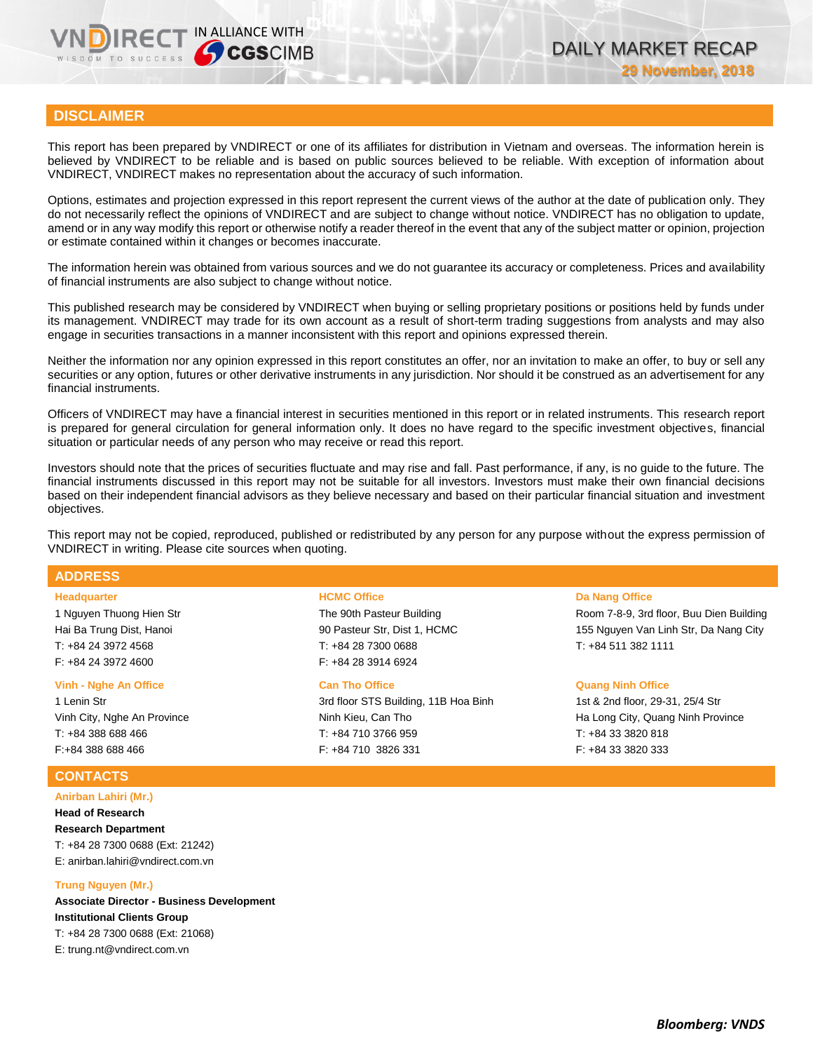## DISCLAIMER

This report has been prepared by VNDIRECT or one of its affiliates for distribution in Vietnam and overseas. The information herein is believed by VNDIRECT to be reliable and is based on public sources believed to be reliable. With exception of information about VNDIRECT, VNDIRECT makes no representation about the accuracy of such information.

Options, estimates and projection expressed in this report represent the current views of the author at the date of publication only. They do not necessarily reflect the opinions of VNDIRECT and are subject to change without notice. VNDIRECT has no obligation to update, amend or in any way modify this report or otherwise notify a reader thereof in the event that any of the subject matter or opinion, projection or estimate contained within it changes or becomes inaccurate.

The information herein was obtained from various sources and we do not guarantee its accuracy or completeness. Prices and availability of financial instruments are also subject to change without notice.

This published research may be considered by VNDIRECT when buying or selling proprietary positions or positions held by funds under its management. VNDIRECT may trade for its own account as a result of short-term trading suggestions from analysts and may also engage in securities transactions in a manner inconsistent with this report and opinions expressed therein.

Neither the information nor any opinion expressed in this report constitutes an offer, nor an invitation to make an offer, to buy or sell any securities or any option, futures or other derivative instruments in any jurisdiction. Nor should it be construed as an advertisement for any financial instruments.

Officers of VNDIRECT may have a financial interest in securities mentioned in this report or in related instruments. This research report is prepared for general circulation for general information only. It does no have regard to the specific investment objectives, financial situation or particular needs of any person who may receive or read this report.

Investors should note that the prices of securities fluctuate and may rise and fall. Past performance, if any, is no guide to the future. The financial instruments discussed in this report may not be suitable for all investors. Investors must make their own financial decisions based on their independent financial advisors as they believe necessary and based on their particular financial situation and investment objectives.

This report may not be copied, reproduced, published or redistributed by any person for any purpose without the express permission of VNDIRECT in writing. Please cite sources when quoting.

## ADDRESS

**Headquarter**
1 Nguyen Thuong Hien Str
Hai Ba Trung Dist, Hanoi
T: +84 24 3972 4568
F: +84 24 3972 4600

**HCMC Office**
The 90th Pasteur Building
90 Pasteur Str, Dist 1, HCMC
T: +84 28 7300 0688
F: +84 28 3914 6924

**Da Nang Office**
Room 7-8-9, 3rd floor, Buu Dien Building
155 Nguyen Van Linh Str, Da Nang City
T: +84 511 382 1111

**Vinh - Nghe An Office**
1 Lenin Str
Vinh City, Nghe An Province
T: +84 388 688 466
F:+84 388 688 466

**Can Tho Office**
3rd floor STS Building, 11B Hoa Binh
Ninh Kieu, Can Tho
T: +84 710 3766 959
F: +84 710 3826 331

**Quang Ninh Office**
1st & 2nd floor, 29-31, 25/4 Str
Ha Long City, Quang Ninh Province
T: +84 33 3820 818
F: +84 33 3820 333

## CONTACTS

**Anirban Lahiri (Mr.)**
**Head of Research**
**Research Department**
T: +84 28 7300 0688 (Ext: 21242)
E: anirban.lahiri@vndirect.com.vn

**Trung Nguyen (Mr.)**
**Associate Director - Business Development**
**Institutional Clients Group**
T: +84 28 7300 0688 (Ext: 21068)
E: trung.nt@vndirect.com.vn

***Bloomberg: VNDS***